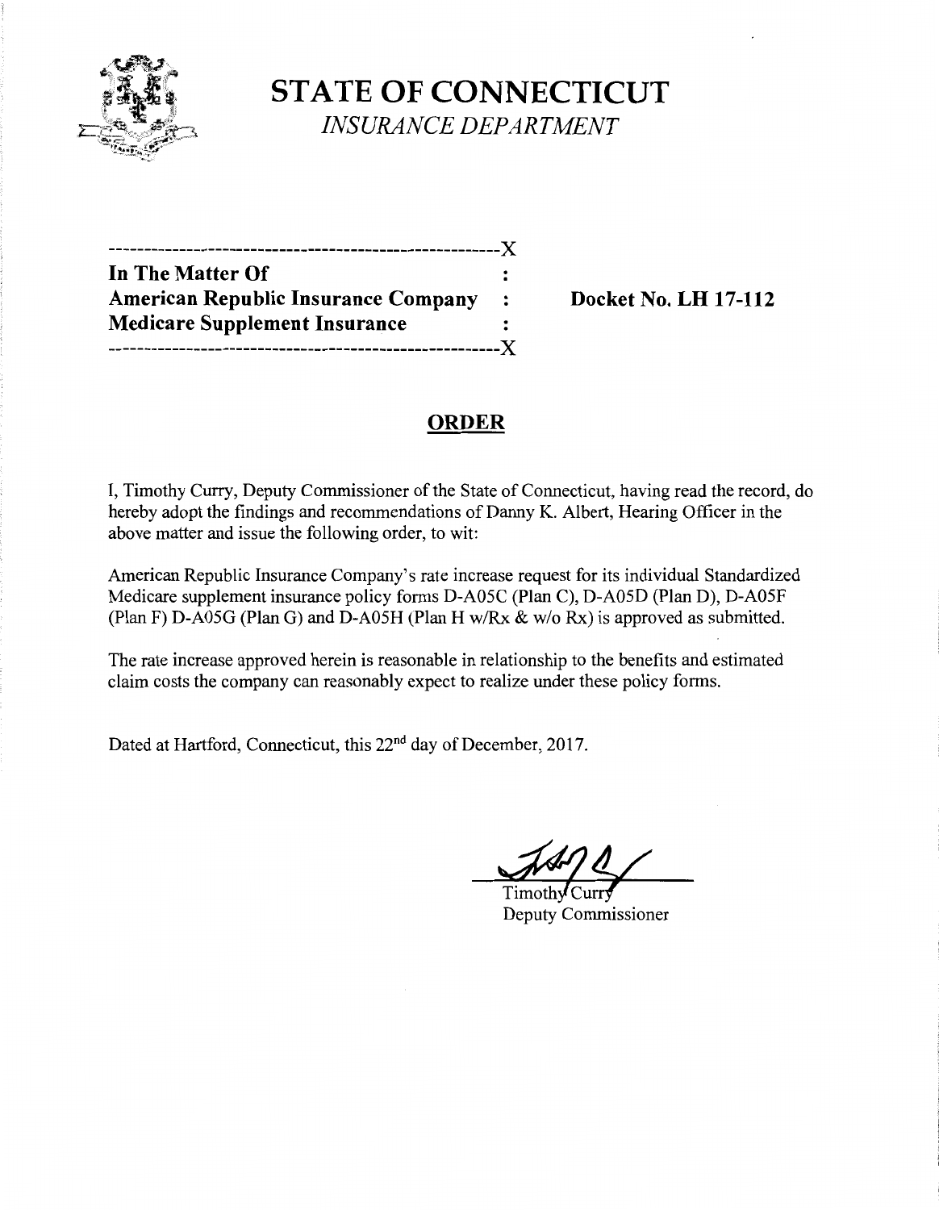# STATE OF CONNECTICUT

*INSURANCE DEPARTMENT*

---

**In The Matter Of**
**American Republic Insurance Company** : **Docket No. LH 17-112**
**Medicare Supplement Insurance**

---

## ORDER

I, Timothy Curry, Deputy Commissioner of the State of Connecticut, having read the record, do hereby adopt the findings and recommendations of Danny K. Albert, Hearing Officer in the above matter and issue the following order, to wit:

American Republic Insurance Company's rate increase request for its individual Standardized Medicare supplement insurance policy forms D-A05C (Plan C), D-A05D (Plan D), D-A05F (Plan F) D-A05G (Plan G) and D-A05H (Plan H w/Rx & w/o Rx) is approved as submitted.

The rate increase approved herein is reasonable in relationship to the benefits and estimated claim costs the company can reasonably expect to realize under these policy forms.

Dated at Hartford, Connecticut, this 22nd day of December, 2017.

Timothy Curry
Deputy Commissioner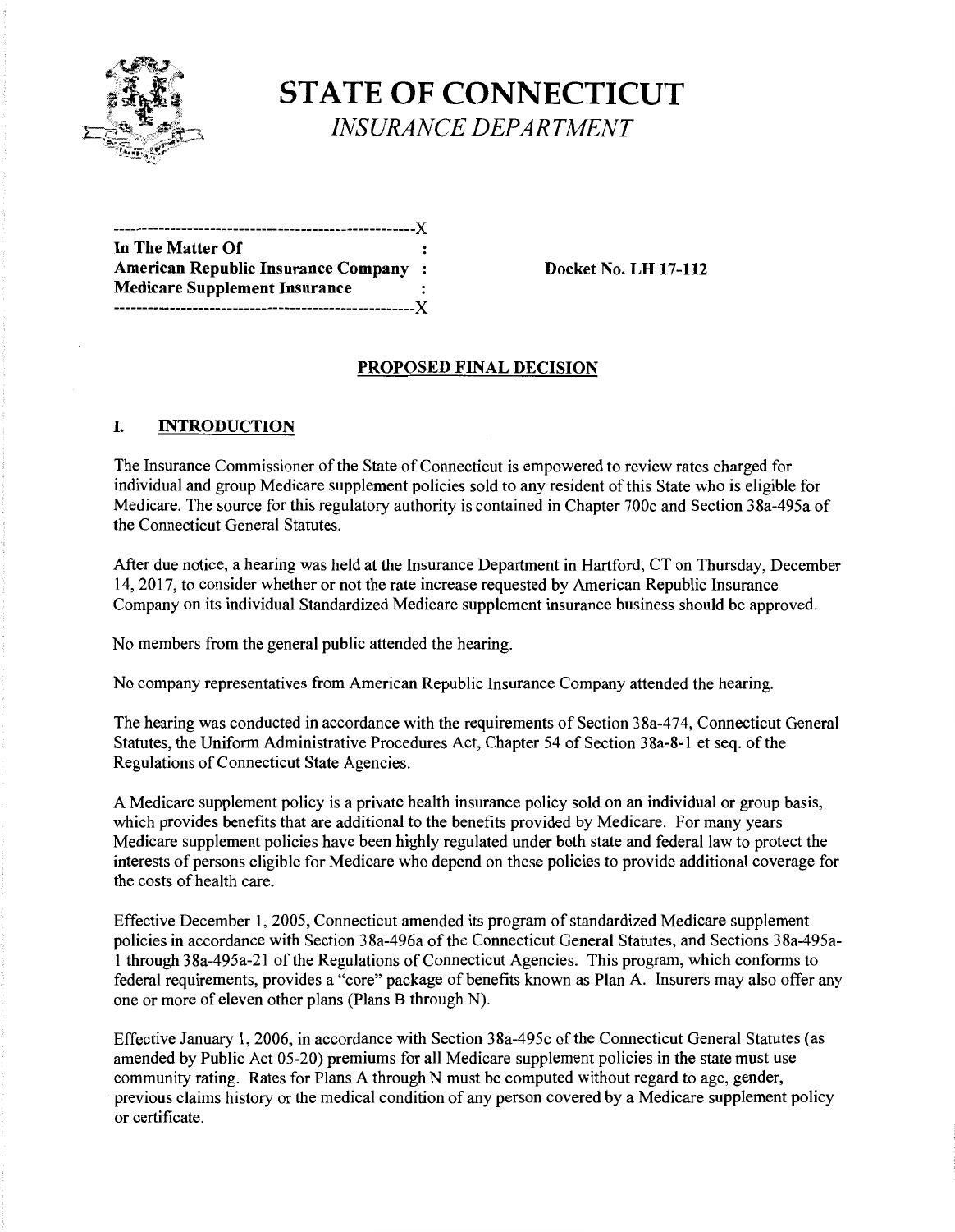# STATE OF CONNECTICUT

*INSURANCE DEPARTMENT*

```
----------------------------------------------------X
In The Matter Of                                    :
American Republic Insurance Company                 :
Medicare Supplement Insurance                       :
----------------------------------------------------X
```

**Docket No. LH 17-112**

## PROPOSED FINAL DECISION

## I. INTRODUCTION

The Insurance Commissioner of the State of Connecticut is empowered to review rates charged for individual and group Medicare supplement policies sold to any resident of this State who is eligible for Medicare. The source for this regulatory authority is contained in Chapter 700c and Section 38a-495a of the Connecticut General Statutes.

After due notice, a hearing was held at the Insurance Department in Hartford, CT on Thursday, December 14, 2017, to consider whether or not the rate increase requested by American Republic Insurance Company on its individual Standardized Medicare supplement insurance business should be approved.

No members from the general public attended the hearing.

No company representatives from American Republic Insurance Company attended the hearing.

The hearing was conducted in accordance with the requirements of Section 38a-474, Connecticut General Statutes, the Uniform Administrative Procedures Act, Chapter 54 of Section 38a-8-1 et seq. of the Regulations of Connecticut State Agencies.

A Medicare supplement policy is a private health insurance policy sold on an individual or group basis, which provides benefits that are additional to the benefits provided by Medicare. For many years Medicare supplement policies have been highly regulated under both state and federal law to protect the interests of persons eligible for Medicare who depend on these policies to provide additional coverage for the costs of health care.

Effective December 1, 2005, Connecticut amended its program of standardized Medicare supplement policies in accordance with Section 38a-496a of the Connecticut General Statutes, and Sections 38a-495a-1 through 38a-495a-21 of the Regulations of Connecticut Agencies. This program, which conforms to federal requirements, provides a "core" package of benefits known as Plan A. Insurers may also offer any one or more of eleven other plans (Plans B through N).

Effective January 1, 2006, in accordance with Section 38a-495c of the Connecticut General Statutes (as amended by Public Act 05-20) premiums for all Medicare supplement policies in the state must use community rating. Rates for Plans A through N must be computed without regard to age, gender, previous claims history or the medical condition of any person covered by a Medicare supplement policy or certificate.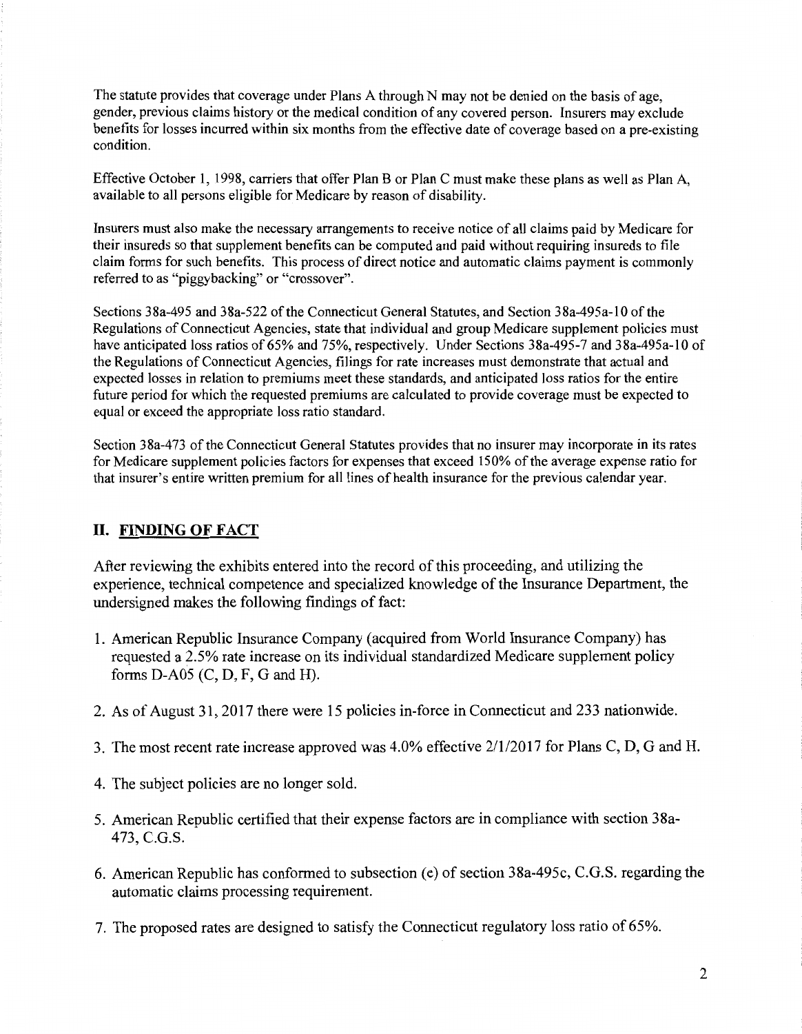The statute provides that coverage under Plans A through N may not be denied on the basis of age, gender, previous claims history or the medical condition of any covered person. Insurers may exclude benefits for losses incurred within six months from the effective date of coverage based on a pre-existing condition.

Effective October 1, 1998, carriers that offer Plan B or Plan C must make these plans as well as Plan A, available to all persons eligible for Medicare by reason of disability.

Insurers must also make the necessary arrangements to receive notice of all claims paid by Medicare for their insureds so that supplement benefits can be computed and paid without requiring insureds to file claim forms for such benefits. This process of direct notice and automatic claims payment is commonly referred to as "piggybacking" or "crossover".

Sections 38a-495 and 38a-522 of the Connecticut General Statutes, and Section 38a-495a-10 of the Regulations of Connecticut Agencies, state that individual and group Medicare supplement policies must have anticipated loss ratios of 65% and 75%, respectively. Under Sections 38a-495-7 and 38a-495a-10 of the Regulations of Connecticut Agencies, filings for rate increases must demonstrate that actual and expected losses in relation to premiums meet these standards, and anticipated loss ratios for the entire future period for which the requested premiums are calculated to provide coverage must be expected to equal or exceed the appropriate loss ratio standard.

Section 38a-473 of the Connecticut General Statutes provides that no insurer may incorporate in its rates for Medicare supplement policies factors for expenses that exceed 150% of the average expense ratio for that insurer's entire written premium for all lines of health insurance for the previous calendar year.

## II. FINDING OF FACT

After reviewing the exhibits entered into the record of this proceeding, and utilizing the experience, technical competence and specialized knowledge of the Insurance Department, the undersigned makes the following findings of fact:

1. American Republic Insurance Company (acquired from World Insurance Company) has requested a 2.5% rate increase on its individual standardized Medicare supplement policy forms D-A05 (C, D, F, G and H).

2. As of August 31, 2017 there were 15 policies in-force in Connecticut and 233 nationwide.

3. The most recent rate increase approved was 4.0% effective 2/1/2017 for Plans C, D, G and H.

4. The subject policies are no longer sold.

5. American Republic certified that their expense factors are in compliance with section 38a-473, C.G.S.

6. American Republic has conformed to subsection (e) of section 38a-495c, C.G.S. regarding the automatic claims processing requirement.

7. The proposed rates are designed to satisfy the Connecticut regulatory loss ratio of 65%.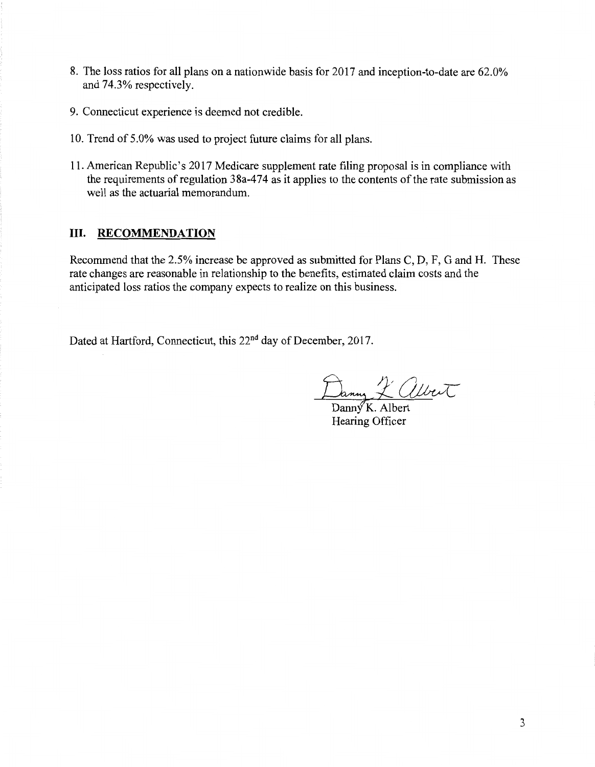8. The loss ratios for all plans on a nationwide basis for 2017 and inception-to-date are 62.0% and 74.3% respectively.

9. Connecticut experience is deemed not credible.

10. Trend of 5.0% was used to project future claims for all plans.

11. American Republic's 2017 Medicare supplement rate filing proposal is in compliance with the requirements of regulation 38a-474 as it applies to the contents of the rate submission as well as the actuarial memorandum.

## III. RECOMMENDATION

Recommend that the 2.5% increase be approved as submitted for Plans C, D, F, G and H. These rate changes are reasonable in relationship to the benefits, estimated claim costs and the anticipated loss ratios the company expects to realize on this business.

Dated at Hartford, Connecticut, this 22nd day of December, 2017.

Danny K. Albert
Hearing Officer